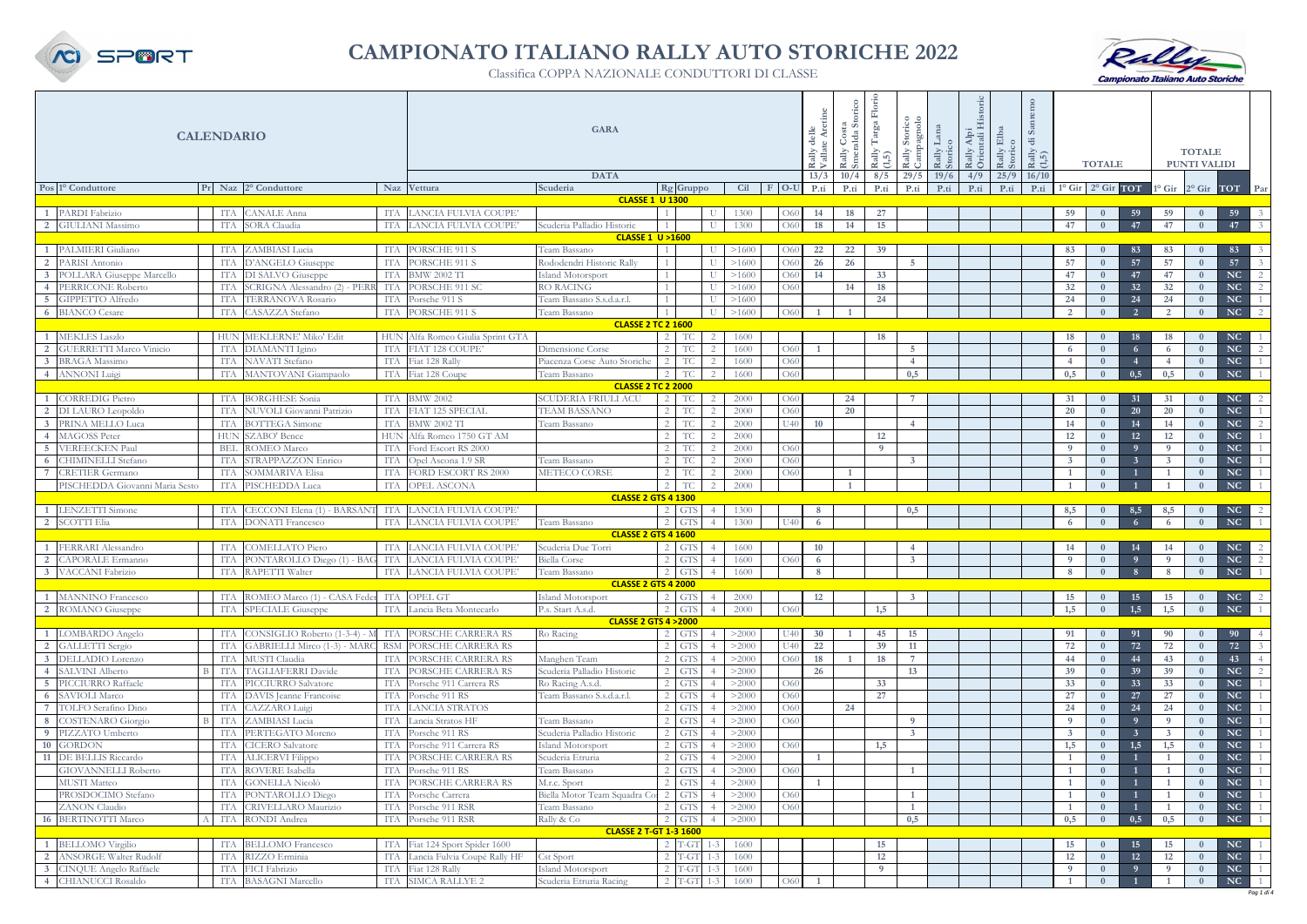# CAMPIONATO ITALIANO RALLY AUTO STORICHE 2022

Classifica COPPA NAZIONALE CONDUTTORI DI CLASSE

| CALENDARIO | | | | | | GARA | | | | | | | | Rally delle Vallate Aretine | Rally Costa Smeralda Storico | Rally Targa Florio (1,5) | Rally Storico Campagnolo | Rally Lana Storico | Rally Alpi Orientali Historic | Rally Elba Storico | Rally di Sanremo (1,5) | TOTALE | | | TOTALE PUNTI VALIDI | | | |
|---|---|---|---|---|---|---|---|---|---|---|---|---|---|---|---|---|---|---|---|---|---|---|---|---|---|---|---|---|
| | | | | | | | DATA | | | | | | | 13/3 | 10/4 | 8/5 | 29/5 | 19/6 | 4/9 | 25/9 | 16/10 | | | | | | | |
| Pos | 1° Conduttore | Pr | Naz | 2° Conduttore | Naz | Vettura | Scuderia | Rg | Gruppo | | Cil | F | O-U | P.ti | P.ti | P.ti | P.ti | P.ti | P.ti | P.ti | P.ti | 1° Gir | 2° Gir | TOT | 1° Gir | 2° Gir | TOT | Par |
| **CLASSE 1 U 1300** | | | | | | | | | | | | | | | | | | | | | | | | | | | | |
| 1 | PARDI Fabrizio | | ITA | CANALE Anna | ITA | LANCIA FULVIA COUPE' | | 1 | | U | 1300 | | O60 | 14 | 18 | 27 | | | | | | 59 | 0 | 59 | 59 | 0 | 59 | 3 |
| 2 | GIULIANI Massimo | | ITA | SORA Claudia | ITA | LANCIA FULVIA COUPE' | Scuderia Palladio Historic | 1 | | U | 1300 | | O60 | 18 | 14 | 15 | | | | | | 47 | 0 | 47 | 47 | 0 | 47 | 3 |
| **CLASSE 1 U >1600** | | | | | | | | | | | | | | | | | | | | | | | | | | | | |
| 1 | PALMIERI Giuliano | | ITA | ZAMBIASI Lucia | ITA | PORSCHE 911 S | Team Bassano | 1 | | U | >1600 | | O60 | 22 | 22 | 39 | | | | | | 83 | 0 | 83 | 83 | 0 | 83 | 3 |
| 2 | PARISI Antonio | | ITA | D'ANGELO Giuseppe | ITA | PORSCHE 911 S | Rododendri Historic Rally | 1 | | U | >1600 | | O60 | 26 | 26 | | 5 | | | | | 57 | 0 | 57 | 57 | 0 | 57 | 3 |
| 3 | POLLARA Giuseppe Marcello | | ITA | DI SALVO Giuseppe | ITA | BMW 2002 TI | Island Motorsport | 1 | | U | >1600 | | O60 | 14 | | 33 | | | | | | 47 | 0 | 47 | 47 | 0 | NC | 2 |
| 4 | PERRICONE Roberto | | ITA | SCRIGNA Alessandro (2) - PERR | ITA | PORSCHE 911 SC | RO RACING | 1 | | U | >1600 | | O60 | | 14 | 18 | | | | | | 32 | 0 | 32 | 32 | 0 | NC | 2 |
| 5 | GIPPETTO Alfredo | | ITA | TERRANOVA Rosario | ITA | Porsche 911 S | Team Bassano S.s.d.a.r.l. | 1 | | U | >1600 | | | | | 24 | | | | | | 24 | 0 | 24 | 24 | 0 | NC | 1 |
| 6 | BIANCO Cesare | | ITA | CASAZZA Stefano | ITA | PORSCHE 911 S | Team Bassano | 1 | | U | >1600 | | O60 | 1 | 1 | | | | | | | 2 | 0 | 2 | 2 | 0 | NC | 2 |
| **CLASSE 2 TC 1600** | | | | | | | | | | | | | | | | | | | | | | | | | | | | |
| 1 | MEKLES Laszlo | | HUN | MEKLERNE' Miko' Edit | HUN | Alfa Romeo Giulia Sprint GTA | | 2 | TC | 2 | 1600 | | | | | 18 | | | | | | 18 | 0 | 18 | 18 | 0 | NC | 1 |
| 2 | GUERRETTI Marco Vinicio | | ITA | DIAMANTI Igino | ITA | FIAT 128 COUPE' | Dimensione Corse | 2 | TC | 2 | 1600 | | O60 | 1 | | | 5 | | | | | 6 | 0 | 6 | 6 | 0 | NC | 2 |
| 3 | BRAGA Massimo | | ITA | NAVATI Stefano | ITA | Fiat 128 Rally | Piacenza Corse Auto Storiche | 2 | TC | 2 | 1600 | | O60 | | | | 4 | | | | | 4 | 0 | 4 | 4 | 0 | NC | 1 |
| 4 | ANNONI Luigi | | ITA | MANTOVANI Giampaolo | ITA | Fiat 128 Coupe | Team Bassano | 2 | TC | 2 | 1600 | | O60 | | | | 0,5 | | | | | 0,5 | 0 | 0,5 | 0,5 | 0 | NC | 1 |
| **CLASSE 2 TC 2000** | | | | | | | | | | | | | | | | | | | | | | | | | | | | |
| 1 | CORREDIG Pietro | | ITA | BORGHESE Sonia | ITA | BMW 2002 | SCUDERIA FRIULI ACU | 2 | TC | 2 | 2000 | | O60 | | 24 | | 7 | | | | | 31 | 0 | 31 | 31 | 0 | NC | 2 |
| 2 | DI LAURO Leopoldo | | ITA | NUVOLI Giovanni Patrizio | ITA | FIAT 125 SPECIAL | TEAM BASSANO | 2 | TC | 2 | 2000 | | O60 | | 20 | | | | | | | 20 | 0 | 20 | 20 | 0 | NC | 1 |
| 3 | PRINA MELLO Luca | | ITA | BOTTEGA Simone | ITA | BMW 2002 TI | Team Bassano | 2 | TC | 2 | 2000 | | U40 | 10 | | | 4 | | | | | 14 | 0 | 14 | 14 | 0 | NC | 2 |
| 4 | MAGOSS Peter | | HUN | SZABO' Bence | HUN | Alfa Romeo 1750 GT AM | | 2 | TC | 2 | 2000 | | | | | 12 | | | | | | 12 | 0 | 12 | 12 | 0 | NC | 1 |
| 5 | VEREECKEN Paul | | BEL | ROMEO Marco | ITA | Ford Escort RS 2000 | | 2 | TC | 2 | 2000 | | O60 | | | 9 | | | | | | 9 | 0 | 9 | 9 | 0 | NC | 1 |
| 6 | CHIMINELLI Stefano | | ITA | STRAPPAZZON Enrico | ITA | Opel Ascona 1.9 SR | Team Bassano | 2 | TC | 2 | 2000 | | O60 | | | | 3 | | | | | 3 | 0 | 3 | 3 | 0 | NC | 1 |
| 7 | CRETIER Germano | | ITA | SOMMARIVA Elisa | ITA | FORD ESCORT RS 2000 | METECO CORSE | 2 | TC | 2 | 2000 | | O60 | | 1 | | | | | | | 1 | 0 | 1 | 1 | 0 | NC | 1 |
| | PISCHEDDA Giovanni Maria Sesto | | ITA | PISCHEDDA Luca | ITA | OPEL ASCONA | | 2 | TC | 2 | 2000 | | | | 1 | | | | | | | 1 | 0 | 1 | 1 | 0 | NC | 1 |
| **CLASSE 2 GTS 4 1300** | | | | | | | | | | | | | | | | | | | | | | | | | | | | |
| 1 | LENZETTI Simone | | ITA | CECCONI Elena (1) - BARSANT | ITA | LANCIA FULVIA COUPE' | | 2 | GTS | 4 | 1300 | | | 8 | | | 0,5 | | | | | 8,5 | 0 | 8,5 | 8,5 | 0 | NC | 2 |
| 2 | SCOTTI Elia | | ITA | DONATI Francesco | ITA | LANCIA FULVIA COUPE' | Team Bassano | 2 | GTS | 4 | 1300 | | U40 | 6 | | | | | | | | 6 | 0 | 6 | 6 | 0 | NC | 1 |
| **CLASSE 2 GTS 4 1600** | | | | | | | | | | | | | | | | | | | | | | | | | | | | |
| 1 | FERRARI Alessandro | | ITA | COMELLATO Piero | ITA | LANCIA FULVIA COUPE' | Scuderia Due Torri | 2 | GTS | 4 | 1600 | | | 10 | | | 4 | | | | | 14 | 0 | 14 | 14 | 0 | NC | 2 |
| 2 | CAPORALE Ermanno | | ITA | PONTAROLLO Diego (1) - BAG | ITA | LANCIA FULVIA COUPE' | Biella Corse | 2 | GTS | 4 | 1600 | | O60 | 6 | | | 3 | | | | | 9 | 0 | 9 | 9 | 0 | NC | 2 |
| 3 | VACCANI Fabrizio | | ITA | RAPETTI Walter | ITA | LANCIA FULVIA COUPE' | Team Bassano | 2 | GTS | 4 | 1600 | | | 8 | | | | | | | | 8 | 0 | 8 | 8 | 0 | NC | 1 |
| **CLASSE 2 GTS 4 2000** | | | | | | | | | | | | | | | | | | | | | | | | | | | | |
| 1 | MANNINO Francesco | | ITA | ROMEO Marco (1) - CASA Feder | ITA | OPEL GT | Island Motorsport | 2 | GTS | 4 | 2000 | | | 12 | | | 3 | | | | | 15 | 0 | 15 | 15 | 0 | NC | 2 |
| 2 | ROMANO Giuseppe | | ITA | SPECIALE Giuseppe | ITA | Lancia Beta Montecarlo | P.s. Start A.s.d. | 2 | GTS | 4 | 2000 | | O60 | | | 1,5 | | | | | | 1,5 | 0 | 1,5 | 1,5 | 0 | NC | 1 |
| **CLASSE 2 GTS 4 >2000** | | | | | | | | | | | | | | | | | | | | | | | | | | | | |
| 1 | LOMBARDO Angelo | | ITA | CONSIGLIO Roberto (1-3-4) - M | ITA | PORSCHE CARRERA RS | Ro Racing | 2 | GTS | 4 | >2000 | | U40 | 30 | 1 | 45 | 15 | | | | | 91 | 0 | 91 | 90 | 0 | 90 | 4 |
| 2 | GALLETTI Sergio | | ITA | GABRIELLI Mirco (1-3) - MARC | RSM | PORSCHE CARRERA RS | | 2 | GTS | 4 | >2000 | | U40 | 22 | | 39 | 11 | | | | | 72 | 0 | 72 | 72 | 0 | 72 | 3 |
| 3 | DELLADIO Lorenzo | | ITA | MUSTI Claudia | ITA | PORSCHE CARRERA RS | Manghen Team | 2 | GTS | 4 | >2000 | | O60 | 18 | 1 | 18 | 7 | | | | | 44 | 0 | 44 | 43 | 0 | 43 | 4 |
| 4 | SALVINI Alberto | B | ITA | TAGLIAFERRI Davide | ITA | PORSCHE CARRERA RS | Scuderia Palladio Historic | 2 | GTS | 4 | >2000 | | | 26 | | | 13 | | | | | 39 | 0 | 39 | 39 | 0 | NC | 2 |
| 5 | PICCIURRO Raffaele | | ITA | PICCIURRO Salvatore | ITA | Porsche 911 Carrera RS | Ro Racing A.s.d. | 2 | GTS | 4 | >2000 | | O60 | | | 33 | | | | | | 33 | 0 | 33 | 33 | 0 | NC | 1 |
| 6 | SAVIOLI Marco | | ITA | DAVIS Jeanne Francoise | ITA | Porsche 911 RS | Team Bassano S.s.d.a.r.l. | 2 | GTS | 4 | >2000 | | O60 | | | 27 | | | | | | 27 | 0 | 27 | 27 | 0 | NC | 1 |
| 7 | TOLFO Serafino Dino | | ITA | CAZZARO Luigi | ITA | LANCIA STRATOS | | 2 | GTS | 4 | >2000 | | O60 | | 24 | | | | | | | 24 | 0 | 24 | 24 | 0 | NC | 1 |
| 8 | COSTENARO Giorgio | B | ITA | ZAMBIASI Lucia | ITA | Lancia Stratos HF | Team Bassano | 2 | GTS | 4 | >2000 | | O60 | | | | 9 | | | | | 9 | 0 | 9 | 9 | 0 | NC | 1 |
| 9 | PIZZATO Umberto | | ITA | PERTEGATO Moreno | ITA | Porsche 911 RS | Scuderia Palladio Historic | 2 | GTS | 4 | >2000 | | | | | | 3 | | | | | 3 | 0 | 3 | 3 | 0 | NC | 1 |
| 10 | GORDON | | ITA | CICERO Salvatore | ITA | Porsche 911 Carrera RS | Island Motorsport | 2 | GTS | 4 | >2000 | | O60 | | | 1,5 | | | | | | 1,5 | 0 | 1,5 | 1,5 | 0 | NC | 1 |
| 11 | DE BELLIS Riccardo | | ITA | ALICERVI Filippo | ITA | PORSCHE CARRERA RS | Scuderia Etruria | 2 | GTS | 4 | >2000 | | | 1 | | | | | | | | 1 | 0 | 1 | 1 | 0 | NC | 1 |
| | GIOVANNELLI Roberto | | ITA | ROVERE Isabella | ITA | Porsche 911 RS | Team Bassano | 2 | GTS | 4 | >2000 | | O60 | | | | 1 | | | | | 1 | 0 | 1 | 1 | 0 | NC | 1 |
| | MUSTI Matteo | | ITA | GONELLA Nicolò | ITA | PORSCHE CARRERA RS | M.r.c. Sport | 2 | GTS | 4 | >2000 | | | 1 | | | | | | | | 1 | 0 | 1 | 1 | 0 | NC | 1 |
| | PROSDOCIMO Stefano | | ITA | PONTAROLLO Diego | ITA | Porsche Carrera | Biella Motor Team Squadra Co | 2 | GTS | 4 | >2000 | | O60 | | | | 1 | | | | | 1 | 0 | 1 | 1 | 0 | NC | 1 |
| | ZANON Claudio | | ITA | CRIVELLARO Maurizio | ITA | Porsche 911 RSR | Team Bassano | 2 | GTS | 4 | >2000 | | O60 | | | | 1 | | | | | 1 | 0 | 1 | 1 | 0 | NC | 1 |
| 16 | BERTINOTTI Marco | A | ITA | RONDI Andrea | ITA | Porsche 911 RSR | Rally & Co | 2 | GTS | 4 | >2000 | | | | | | 0,5 | | | | | 0,5 | 0 | 0,5 | 0,5 | 0 | NC | 1 |
| **CLASSE 2 T-GT 1-3 1600** | | | | | | | | | | | | | | | | | | | | | | | | | | | | |
| 1 | BELLOMO Virgilio | | ITA | BELLOMO Francesco | ITA | Fiat 124 Sport Spider 1600 | | 2 | T-GT | 1-3 | 1600 | | | | | 15 | | | | | | 15 | 0 | 15 | 15 | 0 | NC | 1 |
| 2 | ANSORGE Walter Rudolf | | ITA | RIZZO Erminia | ITA | Lancia Fulvia Coupé Rally HF | Cst Sport | 2 | T-GT | 1-3 | 1600 | | | | | 12 | | | | | | 12 | 0 | 12 | 12 | 0 | NC | 1 |
| 3 | CINQUE Angelo Raffaele | | ITA | FICI Fabrizio | ITA | Fiat 128 Rally | Island Motorsport | 2 | T-GT | 1-3 | 1600 | | | | | 9 | | | | | | 9 | 0 | 9 | 9 | 0 | NC | 1 |
| 4 | CHIANUCCI Rosaldo | | ITA | BASAGNI Marcello | ITA | SIMCA RALLYE 2 | Scuderia Etruria Racing | 2 | T-GT | 1-3 | 1600 | | O60 | 1 | | | | | | | | 1 | 0 | 1 | 1 | 0 | NC | 1 |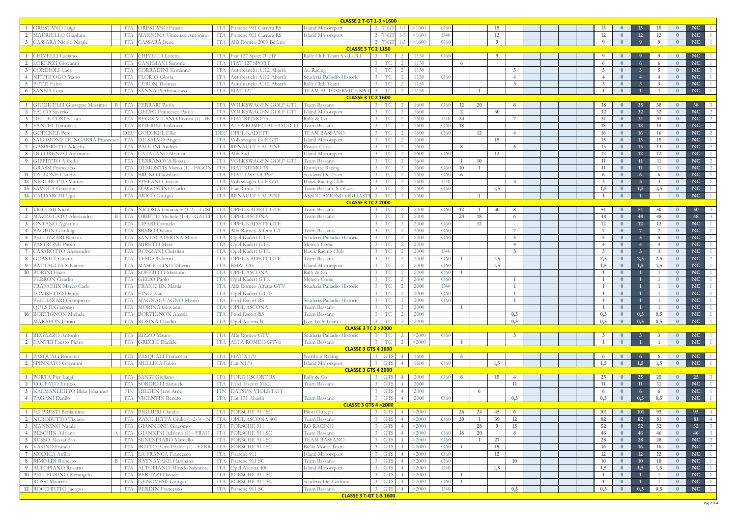| | | | | | | | | | | | | | | | | | | | | | | | | | | | |
|---|---|---|---|---|---|---|---|---|---|---|---|---|---|---|---|---|---|---|---|---|---|---|---|---|---|---|---|
| **CLASSE 2 T-GT 1-3 >1600** | | | | | | | | | | | | | | | | | | | | | | | | | | | |
| 1 | ORESTANO Luigi | | ITA | ORESTANO Fausto | ITA | Porsche 911 Carrera RS | Island Motorsport | 2 | T-GT | 1-3 | >1600 | O60 | | | 15 | | | | | | 15 | 0 | 15 | 15 | 0 | NC | 1 |
| 2 | MAURIELLO Gianluca | | ITA | MANNINA Vincenzo Antonino | ITA | Porsche 911 Carrera RS | Island Motorsport | 2 | T-GT | 1-3 | >1600 | U40 | | | 12 | | | | | | 12 | 0 | 12 | 12 | 0 | NC | 1 |
| 3 | CASSARÀ Nicolò Natale | | ITA | CASSARÀ Irene | ITA | Alfa Romeo 2000 Berlina | | 2 | T-GT | 1-3 | >1600 | O60 | | | 9 | | | | | | 9 | 0 | 9 | 9 | 0 | NC | 1 |
| **CLASSE 3 TC 2 1150** | | | | | | | | | | | | | | | | | | | | | | | | | | | |
| 1 | CHIVELLI Luciano | | ITA | CHIVELLI Lorena | ITA | Fiat 127 Sport 70 HP | Rally Club Team S.s.d.a R.l | 3 | TC | 2 | 1150 | O60 | | | 9 | | | | | | 9 | 0 | 9 | 9 | 0 | NC | 1 |
| 2 | LORENZI Giovanni | | ITA | CANIGIANI Simone | ITA | FIAT 127 SPORT | | 3 | TC | 2 | 1150 | | 6 | | | | | | | | 6 | 0 | 6 | 6 | 0 | NC | 1 |
| 3 | CORDIOLI Luca | | ITA | CORRADINI Ermanno | ITA | Autobianchi A112 Abarth | At. Racing | 3 | TC | 2 | 1150 | | | | | 5 | | | | | 5 | 0 | 5 | 5 | 0 | NC | 1 |
| 4 | METTIFOGO Mario | | ITA | FLORIO Gloria | ITA | Autobianchi A112 Abarth | Scuderia Palladio Historic | 3 | TC | 2 | 1150 | O60 | | | | 4 | | | | | 4 | 0 | 4 | 4 | 0 | NC | 1 |
| 5 | PUTTI Fabio | | ITA | CERON Thomas | ITA | Autobianchi A112 Abarth | Rally Club Team | 3 | TC | 2 | 1150 | | | | | 3 | | | | | 3 | 0 | 3 | 3 | 0 | NC | 1 |
| 6 | SANNA Luca | | ITA | SANNA Pierfrancesco | ITA | FIAT 127 | TEAM AUTOSERVICE SPO | 3 | TC | 2 | 1150 | | | 1 | | | | | | | 1 | 0 | 1 | 1 | 0 | NC | 1 |
| **CLASSE 3 TC 2 1600** | | | | | | | | | | | | | | | | | | | | | | | | | | | |
| 1 | GIUDICELLI Giuseppe Massimo | B | ITA | FERRARI Paola | ITA | VOLKSWAGEN GOLF GTI | Team Bassano | 3 | TC | 2 | 1600 | O60 | 12 | 20 | | 6 | | | | | 38 | 0 | 38 | 38 | 0 | 38 | 3 |
| 2 | FALCO Saverio | | ITA | GELFO Francesco Paolo | ITA | VOLKSWAGEN GOLF GTI | Island Motorsport | 3 | TC | 2 | 1600 | | 2 | | 30 | | | | | | 32 | 0 | 32 | 32 | 0 | NC | 2 |
| 3 | DELLE COSTE Luca | | ITA | REGIS MILANO Franca (1) - BO | ITA | FIAT RITMO 75 | Rally & Co | 3 | TC | 2 | 1600 | U40 | 24 | | | 7 | | | | | 31 | 0 | 31 | 31 | 0 | NC | 2 |
| 4 | FANTEI Tommaso | | ITA | RITERINI Federico | ITA | ALFA ROMEO ALFASUD TI | Team Bassano | 3 | TC | 2 | 1600 | O60 | 18 | | | | | | | | 18 | 0 | 18 | 18 | 0 | NC | 1 |
| 5 | GOECKEL Peter | | DEU | GOECKEL Elke | DEU | OPEL KADETT | TEAM BASSANO | 3 | TC | 2 | 1600 | O60 | | 12 | | 4 | | | | | 16 | 0 | 16 | 16 | 0 | NC | 2 |
| 6 | SALOMONE DONGARRÀ Francesco | | ITA | DE SALVO Angelo | ITA | Volkswagen Golf GTI | Island Motorsport | 3 | TC | 2 | 1600 | | | | 15 | | | | | | 15 | 0 | 15 | 15 | 0 | NC | 1 |
| 7 | GASPERETTI Adelchi | | ITA | PAOLINI Andrea | ITA | RENAULT 5 ALPINE | Pistoia Corse | 3 | TC | 2 | 1600 | | 8 | | | 5 | | | | | 13 | 0 | 13 | 13 | 0 | NC | 2 |
| 8 | DI LORENZO Antonino | | ITA | CATALANO Monica | ITA | Alfa Sud | Island Motorsport | 3 | TC | 2 | 1600 | O60 | | | 12 | | | | | | 12 | 0 | 12 | 12 | 0 | NC | 1 |
| 9 | GIPPETTO Alfredo | | ITA | TERRANOVA Rosario | ITA | VOLKSWAGEN GOLF GTI | Team Bassano | 3 | TC | 2 | 1600 | | 1 | 10 | | | | | | | 11 | 0 | 11 | 11 | 0 | NC | 2 |
| | GRASSI Francesco | | ITA | DEMONTIS Marco (1) - FIGON | ITA | FIAT RITMO 75 | Emmette Racing | 3 | TC | 2 | 1600 | O60 | 10 | 1 | | | | | | | 11 | 0 | 11 | 11 | 0 | NC | 2 |
| 11 | TALLONE Claudio | | ITA | BRUNO Giordano | ITA | FIAT 128 COUPE' | Scuderia Dei Fiori | 3 | TC | 2 | 1600 | O60 | 6 | | | | | | | | 6 | 0 | 6 | 6 | 0 | NC | 1 |
| 12 | NEROBUTTO Matteo | | ITA | STEFANI Cristian | ITA | Volkswagen Golf GTI | Hawk Racing Club | 3 | TC | 2 | 1600 | U40 | | | | 3 | | | | | 3 | 0 | 3 | 3 | 0 | NC | 1 |
| 13 | SAVOCA Giuseppe | | ITA | D'AGOSTINO Carlo | ITA | Fiat Ritmo 75 | Team Bassano S.s.d.a.r.l. | 3 | TC | 2 | 1600 | O60 | | | 1,5 | | | | | | 1,5 | 0 | 1,5 | 1,5 | 0 | NC | 1 |
| 14 | VALDARCHI Ugo | | ITA | ARICÒ Giorgio | ITA | RENAULT 5 ALPINE | ASSOCIAZIONE OGLIASTR | 3 | TC | 2 | 1600 | | | 1 | | | | | | | 1 | 0 | 1 | 1 | 0 | NC | 1 |
| **CLASSE 3 TC 2 2000** | | | | | | | | | | | | | | | | | | | | | | | | | | | |
| 1 | TRICOMI Nicola | | ITA | NICOSIA Emanuele (1-2) - LUSC | ITA | OPEL KADETT GTE | Team Bassano | 3 | TC | 2 | 2000 | O60 | 12 | 1 | 30 | 8 | | | | | 51 | 0 | 51 | 50 | 0 | 50 | 4 |
| 2 | MAZZUCATO Alessandro | B | ITA | ORIETTI Michele (1-4) - GALLIN | ITA | OPEL ASCONA | Team Bassano | 3 | TC | 2 | 2000 | | 24 | 18 | | 6 | | | | | 48 | 0 | 48 | 48 | 0 | 48 | 3 |
| 3 | ONTANO Agostino | | ITA | LIPARI Carmelo | ITA | OPEL KADETT GTE | | 3 | TC | 2 | 2000 | O60 | | 12 | | | | | | | 12 | 0 | 12 | 12 | 0 | NC | 1 |
| 4 | BAGHIN Gianluigi | | ITA | SBABO Dajana | ITA | Alfa Romeo Alfetta GT | Team Bassano | 3 | TC | 2 | 2000 | O60 | | | | 7 | | | | | 7 | 0 | 7 | 7 | 0 | NC | 1 |
| 5 | PELLIZZARI Renato | | ITA | SANTACATERINA Mirco | ITA | Opel Kadett GTE | Scuderia Palladio Historic | 3 | TC | 2 | 2000 | O60 | | | | 5 | | | | | 5 | 0 | 5 | 5 | 0 | NC | 1 |
| 6 | PASTRONE Paolo | | ITA | MIRETTI Mara | ITA | Opel Kadett GTE | Meteco Corse | 3 | TC | 2 | 2000 | | | | | 4 | | | | | 4 | 0 | 4 | 4 | 0 | NC | 1 |
| 7 | CASAROTTO Alessandro | | ITA | RONZANI Christian | ITA | Opel Kadett GTE | Hawk Racing Club | 3 | TC | 2 | 2000 | U40 | | | | 3 | | | | | 3 | 0 | 3 | 3 | 0 | NC | 1 |
| 8 | GUASTI Cristiano | | ITA | TESIO Roberto | ITA | OPEL KADETT GTE | Team Bassano | 3 | TC | 2 | 2000 | O60 | 1 | | 1,5 | | | | | | 2,5 | 0 | 2,5 | 2,5 | 0 | NC | 2 |
| 9 | BATTAGLIA Salvatore | | ITA | MASCELLINO Tiberio | ITA | BMW 320i | Island Motorsport | 3 | TC | 2 | 2000 | O60 | | | 1,5 | | | | | | 1,5 | 0 | 1,5 | 1,5 | 0 | NC | 1 |
| 10 | BORINI Enzo | | ITA | SOFFRITTI Massimo | ITA | OPEL ASCONA | Rally & Co | 3 | TC | 2 | 2000 | O60 | 1 | | | | | | | | 1 | 0 | 1 | 1 | 0 | NC | 1 |
| | FERRON Claudio | | ITA | GELIO Paolo | ITA | Opel Kadett GTE | Meteco Corse | 3 | TC | 2 | 2000 | O60 | | | | 1 | | | | | 1 | 0 | 1 | 1 | 0 | NC | 1 |
| | FRANCHIN Marco Carlo | | ITA | FRANCHIN Mattia | ITA | Alfa Romeo Alfetta GTV | Scuderia Palladio Historic | 3 | TC | 2 | 2000 | U40 | | | | 1 | | | | | 1 | 0 | 1 | 1 | 0 | NC | 1 |
| | LOVISETTO Danilo | | ITA | FINO Ivan | ITA | Opel Kadett GT/E | | 3 | TC | 2 | 2000 | O60 | | | | 1 | | | | | 1 | 0 | 1 | 1 | 0 | NC | 1 |
| | PELLIZZARI Giampietro | | ITA | MAGNAGUAGNO Mauro | ITA | Ford Escort RS | Scuderia Palladio Historic | 3 | TC | 2 | 2000 | O60 | | | | 1 | | | | | 1 | 0 | 1 | 1 | 0 | NC | 1 |
| | QUESTI Giacomo | | ITA | MORINA Giovanni | ITA | OPEL ASCONA | Team Bassano | 3 | TC | 2 | 2000 | | 1 | | | | | | | | 1 | 0 | 1 | 1 | 0 | NC | 1 |
| 16 | BORTIGNON Michele | | ITA | BORTIGNON Alessia | ITA | Ford Escort RS | Team Bassano | 3 | TC | 2 | 2000 | | | | | 0,5 | | | | | 0,5 | 0 | 0,5 | 0,5 | 0 | NC | 1 |
| | MARAFON Ennio | | ITA | ROSINA Claudio | ITA | Opel Ascona B | Jazz Tech Team | 3 | TC | 2 | 2000 | | | | | 0,5 | | | | | 0,5 | 0 | 0,5 | 0,5 | 0 | NC | 1 |
| **CLASSE 3 TC 2 >2000** | | | | | | | | | | | | | | | | | | | | | | | | | | | |
| 1 | REGAZZO Antonio | | ITA | RIZZO Mauro | ITA | Alfa Romeo GTV | Scuderia Palladio Historic | 3 | TC | 2 | >2000 | O60 | | | | 3 | | | | | 3 | 0 | 3 | 3 | 0 | NC | 1 |
| 2 | FANTEI Fausto Pietro | | ITA | GRECHI Daniele | ITA | ALFA ROMEO GTV6 | Team Bassano | 3 | TC | 2 | >2000 | | 1 | | | | | | | | 1 | 0 | 1 | 1 | 0 | NC | 1 |
| **CLASSE 3 GTS 4 1600** | | | | | | | | | | | | | | | | | | | | | | | | | | | |
| 1 | PASQUALI Romano | | ITA | PASQUALI Francesca | ITA | FIAT X1/9 | Northon Racing | 3 | GTS | 4 | 1600 | | 6 | | | | | | | | 6 | 0 | 6 | 6 | 0 | NC | 1 |
| 2 | SPINNATO Giovanni | | ITA | MELLINA Fabio | ITA | Fiat X1/9 | Island Motorsport | 3 | GTS | 4 | 1600 | O60 | | | 1,5 | | | | | | 1,5 | 0 | 1,5 | 1,5 | 0 | NC | 1 |
| **CLASSE 3 GTS 4 2000** | | | | | | | | | | | | | | | | | | | | | | | | | | | |
| 1 | PORTA Pier Luigi | | ITA | SANTI Giuliano | ITA | FORD ESCORT RS | Rally & Co | 3 | GTS | 4 | 2000 | O60 | 6 | | 15 | 4 | | | | | 25 | 0 | 25 | 25 | 0 | 25 | 3 |
| 2 | VOLPATO Enrico | | ITA | SORDELLI Samuele | ITA | Ford Escort MK2 | Team Bassano | 3 | GTS | 4 | 2000 | | | | | 11 | | | | | 11 | 0 | 11 | 11 | 0 | NC | 1 |
| 3 | KALMANLEHTO Ilkka Johannes | | FIN | HILDEN Jens Arne | FIN | DATSUN VIOLET GT | | 3 | GTS | 4 | 2000 | | | 6 | | | | | | | 6 | 0 | 6 | 6 | 0 | NC | 1 |
| 4 | PAGANI Danilo | | ITA | VICENTIN Renato | ITA | Fiat 131 Abarth | Team Bassano | 3 | GTS | 4 | 2000 | O60 | | | | 0,5 | | | | | 0,5 | 0 | 0,5 | 0,5 | 0 | NC | 1 |
| **CLASSE 3 GTS 4 >2000** | | | | | | | | | | | | | | | | | | | | | | | | | | | |
| 1 | LO PRESTI Beniamino | | ITA | BIGLIERI Claudio | ITA | PORSCHE 911 SC | Piloti Oltrepo' | 3 | GTS | 4 | >2000 | | 26 | 24 | 45 | 6 | | | | | 101 | 0 | 101 | 95 | 0 | 95 | 4 |
| 2 | NEROBUTTO Tiziano | | ITA | ZANCHETTA Giulia (1-2-3) - NE | ITA | OPEL ASCONA 400 | Team Bassano | 3 | GTS | 4 | >2000 | O60 | 30 | 1 | 39 | 12 | | | | | 82 | 0 | 82 | 81 | 0 | 81 | 4 |
| 3 | MANNINO Natale | | ITA | GIANNONE Giacomo | ITA | PORSCHE 911 | RO RACING | 3 | GTS | 4 | >2000 | | | 28 | 9 | 15 | | | | | 52 | 0 | 52 | 52 | 0 | 52 | 3 |
| 4 | BESCHIN Adriano | A | ITA | GIANNINI Adriano (1) - FRAU | ITA | PORSCHE 911 SC | Team Bassano | 3 | GTS | 4 | >2000 | O60 | 18 | 20 | | 8 | | | | | 46 | 0 | 46 | 46 | 0 | 46 | 3 |
| 5 | RUSSO Alessandro | | ITA | SENESTRARO Marcello | ITA | PORSCHE 911 SC | TEAM BASSANO | 3 | GTS | 4 | >2000 | O60 | | 1 | 27 | | | | | | 28 | 0 | 28 | 28 | 0 | NC | 2 |
| 6 | VASINO Franco | | ITA | BOTTO Piero Eraldo (1) - FERRA | ITA | PORSCHE 911 SC | Biella Motor Team | 3 | GTS | 4 | >2000 | O60 | 1 | | 15 | | | | | | 16 | 0 | 16 | 16 | 0 | NC | 2 |
| 7 | MODICA Attilio | | ITA | LA FRANCA Francesco | ITA | Porsche 911 | Island Motorsport | 3 | GTS | 4 | >2000 | O60 | | | 12 | | | | | | 12 | 0 | 12 | 12 | 0 | NC | 1 |
| 8 | RIMOLDI Roberto | B | ITA | RATNAYAKE Harshana | ITA | Porsche 911 SC | Team Bassano | 3 | GTS | 4 | >2000 | O60 | | | | 10 | | | | | 10 | 0 | 10 | 10 | 0 | NC | 1 |
| 9 | ALTOPIANO Rosario | | ITA | ALTOPIANO Alfredo Salvatore | ITA | Opel Ascona 400 | Island Motorsport | 3 | GTS | 4 | >2000 | U40 | | | 1,5 | | | | | | 1,5 | 0 | 1,5 | 1,5 | 0 | NC | 1 |
| 10 | PELLEGRINO Pierangelo | | ITA | PERUZZI Davide | ITA | PORSCHE 911 SC | | 3 | GTS | 4 | >2000 | | 1 | | | | | | | | 1 | 0 | 1 | 1 | 0 | NC | 1 |
| | ROSSI Maurizio | | ITA | GENOVESE Giorgio | ITA | PORSCHE 911 SC | Scuderia Del Grifone | 3 | GTS | 4 | >2000 | O60 | 1 | | | | | | | | 1 | 0 | 1 | 1 | 0 | NC | 1 |
| 12 | ROCCHETTO Jacopo | | ITA | BERDIN Francesco | ITA | Porsche 911 SC | Team Bassano | 3 | GTS | 4 | >2000 | U40 | | | | 0,5 | | | | | 0,5 | 0 | 0,5 | 0,5 | 0 | NC | 1 |
| **CLASSE 3 T-GT 1-3 1600** | | | | | | | | | | | | | | | | | | | | | | | | | | | |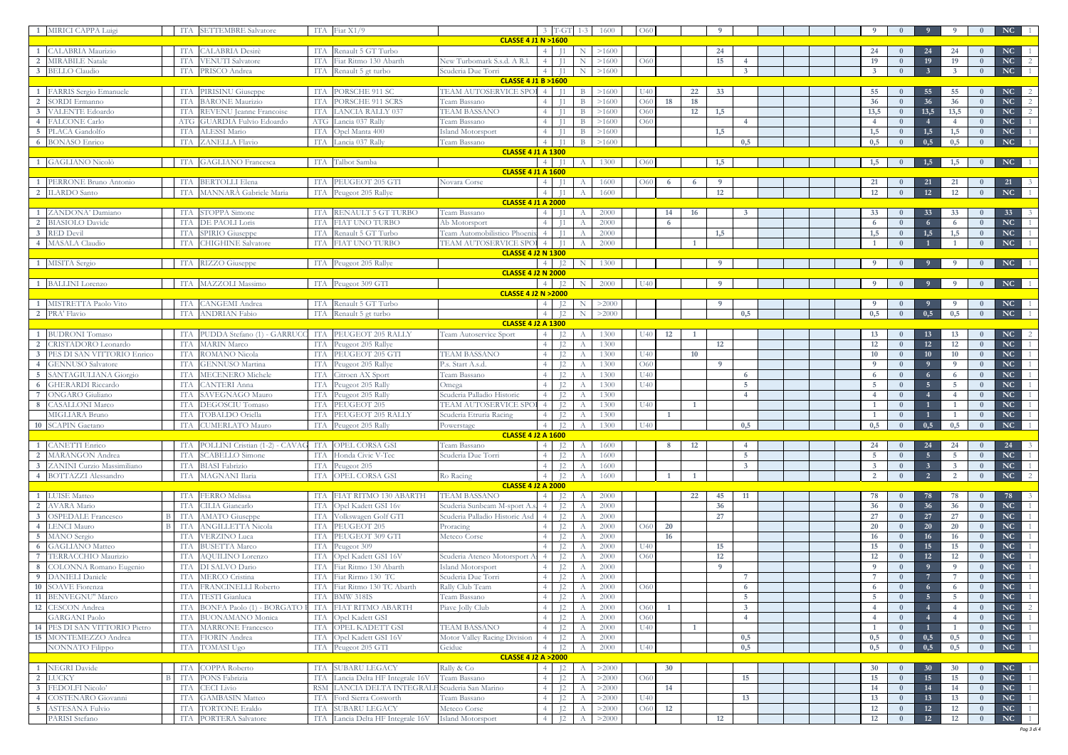| | | | | | | | | | | | | | | | | | | | | | | | | | | | |
|---|---|---|---|---|---|---|---|---|---|---|---|---|---|---|---|---|---|---|---|---|---|---|---|---|---|---|---|
| 1 | MIRICI CAPPA Luigi | | ITA | SETTEMBRE Salvatore | ITA | Fiat X1/9 | | 3 | T-GT | 1-3 | 1600 | O60 | | | 9 | | | | | | 9 | 0 | 9 | 9 | 0 | NC | 1 |
| **CLASSE 4 J1 N >1600** | | | | | | | | | | | | | | | | | | | | | | | | | | | |
| 1 | CALABRIA Maurizio | | ITA | CALABRIA Desirè | ITA | Renault 5 GT Turbo | | 4 | J1 | N | >1600 | | | | 24 | | | | | | 24 | 0 | 24 | 24 | 0 | NC | 1 |
| 2 | MIRABILE Natale | | ITA | VENUTI Salvatore | ITA | Fiat Ritmo 130 Abarth | New Turbomark S.s.d. A R.l. | 4 | J1 | N | >1600 | O60 | | | 15 | | 4 | | | | 19 | 0 | 19 | 19 | 0 | NC | 2 |
| 3 | BELLO Claudio | | ITA | PRISCO Andrea | ITA | Renault 5 gt turbo | Scuderia Due Torri | 4 | J1 | N | >1600 | | | | | | 3 | | | | 3 | 0 | 3 | 3 | 0 | NC | 1 |
| **CLASSE 4 J1 B >1600** | | | | | | | | | | | | | | | | | | | | | | | | | | | |
| 1 | FARRIS Sergio Emanuele | | ITA | PIRISINU Giuseppe | ITA | PORSCHE 911 SC | TEAM AUTOSERVICE SPO | 4 | J1 | B | >1600 | U40 | | 22 | 33 | | | | | | 55 | 0 | 55 | 55 | 0 | NC | 2 |
| 2 | SORDI Ermanno | | ITA | BARONE Maurizio | ITA | PORSCHE 911 SCRS | Team Bassano | 4 | J1 | B | >1600 | O60 | 18 | 18 | | | | | | | 36 | 0 | 36 | 36 | 0 | NC | 2 |
| 3 | VALENTE Edoardo | | ITA | REVENU Jeanne Francoise | ITA | LANCIA RALLY 037 | TEAM BASSANO | 4 | J1 | B | >1600 | O60 | | 12 | 1,5 | | | | | | 13,5 | 0 | 13,5 | 13,5 | 0 | NC | 2 |
| 4 | FALCONE Carlo | | ATG | GUARDIA Fulvio Edoardo | ATG | Lancia 037 Rally | Team Bassano | 4 | J1 | B | >1600 | O60 | | | | | 4 | | | | 4 | 0 | 4 | 4 | 0 | NC | 1 |
| 5 | PLACA Gandolfo | | ITA | ALESSI Mario | ITA | Opel Manta 400 | Island Motorsport | 4 | J1 | B | >1600 | | | | 1,5 | | | | | | 1,5 | 0 | 1,5 | 1,5 | 0 | NC | 1 |
| 6 | BONASO Enrico | | ITA | ZANELLA Flavio | ITA | Lancia 037 Rally | Team Bassano | 4 | J1 | B | >1600 | | | | | | 0,5 | | | | 0,5 | 0 | 0,5 | 0,5 | 0 | NC | 1 |
| **CLASSE 4 J1 A 1300** | | | | | | | | | | | | | | | | | | | | | | | | | | | |
| 1 | GAGLIANO Nicolò | | ITA | GAGLIANO Francesca | ITA | Talbot Samba | | 4 | J1 | A | 1300 | O60 | | | 1,5 | | | | | | 1,5 | 0 | 1,5 | 1,5 | 0 | NC | 1 |
| **CLASSE 4 J1 A 1600** | | | | | | | | | | | | | | | | | | | | | | | | | | | |
| 1 | PERRONE Bruno Antonio | | ITA | BERTOLLI Elena | ITA | PEUGEOT 205 GTI | Novara Corse | 4 | J1 | A | 1600 | O60 | 6 | 6 | 9 | | | | | | 21 | 0 | 21 | 21 | 0 | 21 | 3 |
| 2 | ILARDO Santo | | ITA | MANNARÀ Gabriele Maria | ITA | Peugeot 205 Rallye | | 4 | J1 | A | 1600 | | | | 12 | | | | | | 12 | 0 | 12 | 12 | 0 | NC | 1 |
| **CLASSE 4 J1 A 2000** | | | | | | | | | | | | | | | | | | | | | | | | | | | |
| 1 | ZANDONA' Damiano | | ITA | STOPPA Simone | ITA | RENAULT 5 GT TURBO | Team Bassano | 4 | J1 | A | 2000 | | 14 | 16 | | | 3 | | | | 33 | 0 | 33 | 33 | 0 | 33 | 3 |
| 2 | BIASIOLO Davide | | ITA | DE PAOLI Loris | ITA | FIAT UNO TURBO | Ab Motorsport | 4 | J1 | A | 2000 | | 6 | | | | | | | | 6 | 0 | 6 | 6 | 0 | NC | 1 |
| 3 | RED Devil | | ITA | SPIRIO Giuseppe | ITA | Renault 5 GT Turbo | Team Automobilistico Phoenix | 4 | J1 | A | 2000 | | | | 1,5 | | | | | | 1,5 | 0 | 1,5 | 1,5 | 0 | NC | 1 |
| 4 | MASALA Claudio | | ITA | CHIGHINE Salvatore | ITA | FIAT UNO TURBO | TEAM AUTOSERVICE SPO | 4 | J1 | A | 2000 | | | 1 | | | | | | | 1 | 0 | 1 | 1 | 0 | NC | 1 |
| **CLASSE 4 J2 N 1300** | | | | | | | | | | | | | | | | | | | | | | | | | | | |
| 1 | MISITA Sergio | | ITA | RIZZO Giuseppe | ITA | Peugeot 205 Rallye | | 4 | J2 | N | 1300 | | | | 9 | | | | | | 9 | 0 | 9 | 9 | 0 | NC | 1 |
| **CLASSE 4 J2 N 2000** | | | | | | | | | | | | | | | | | | | | | | | | | | | |
| 1 | BALLINI Lorenzo | | ITA | MAZZOLI Massimo | ITA | Peugeot 309 GTI | | 4 | J2 | N | 2000 | U40 | | | 9 | | | | | | 9 | 0 | 9 | 9 | 0 | NC | 1 |
| **CLASSE 4 J2 N >2000** | | | | | | | | | | | | | | | | | | | | | | | | | | | |
| 1 | MISTRETTA Paolo Vito | | ITA | CANGEMI Andrea | ITA | Renault 5 GT Turbo | | 4 | J2 | N | >2000 | | | | 9 | | | | | | 9 | 0 | 9 | 9 | 0 | NC | 1 |
| 2 | PRA' Flavio | | ITA | ANDRIAN Fabio | ITA | Renault 5 gt turbo | | 4 | J2 | N | >2000 | | | | | | 0,5 | | | | 0,5 | 0 | 0,5 | 0,5 | 0 | NC | 1 |
| **CLASSE 4 J2 A 1300** | | | | | | | | | | | | | | | | | | | | | | | | | | | |
| 1 | BUDRONI Tomaso | | ITA | PUDDA Stefano (1) - GARRUCC | ITA | PEUGEOT 205 RALLY | Team Autoservice Sport | 4 | J2 | A | 1300 | U40 | 12 | 1 | | | | | | | 13 | 0 | 13 | 13 | 0 | NC | 2 |
| 2 | CRISTADORO Leonardo | | ITA | MARIN Marco | ITA | Peugeot 205 Rallye | | 4 | J2 | A | 1300 | | | | | 12 | | | | | 12 | 0 | 12 | 12 | 0 | NC | 1 |
| 3 | PES DI SAN VITTORIO Enrico | | ITA | ROMANO Nicola | ITA | PEUGEOT 205 GTI | TEAM BASSANO | 4 | J2 | A | 1300 | U40 | | | 10 | | | | | | 10 | 0 | 10 | 10 | 0 | NC | 1 |
| 4 | GENNUSO Salvatore | | ITA | GENNUSO Martina | ITA | Peugeot 205 Rallye | P.s. Start A.s.d. | 4 | J2 | A | 1300 | O60 | | | 9 | | | | | | 9 | 0 | 9 | 9 | 0 | NC | 1 |
| 5 | SANTAGIULIANA Giorgio | | ITA | MECENERO Michele | ITA | Citroen AX Sport | Team Bassano | 4 | J2 | A | 1300 | U40 | | | | | 6 | | | | 6 | 0 | 6 | 6 | 0 | NC | 1 |
| 6 | GHERARDI Riccardo | | ITA | CANTERI Anna | ITA | Peugeot 205 Rally | Omega | 4 | J2 | A | 1300 | U40 | | | | | 5 | | | | 5 | 0 | 5 | 5 | 0 | NC | 1 |
| 7 | ONGARO Giuliano | | ITA | SAVEGNAGO Mauro | ITA | Peugeot 205 Rally | Scuderia Palladio Historic | 4 | J2 | A | 1300 | | | | | | 4 | | | | 4 | 0 | 4 | 4 | 0 | NC | 1 |
| 8 | CASALLONI Marco | | ITA | DEGOSCIU Tomaso | ITA | PEUGEOT 205 | TEAM AUTOSERVICE SPO | 4 | J2 | A | 1300 | U40 | | 1 | | | | | | | 1 | 0 | 1 | 1 | 0 | NC | 1 |
| | MIGLIARA Bruno | | ITA | TOBALDO Oriella | ITA | PEUGEOT 205 RALLY | Scuderia Etruria Racing | 4 | J2 | A | 1300 | | 1 | | | | | | | | 1 | 0 | 1 | 1 | 0 | NC | 1 |
| 10 | SCAPIN Gaetano | | ITA | CUMERLATO Mauro | ITA | Peugeot 205 Rally | Powerstage | 4 | J2 | A | 1300 | U40 | | | | | 0,5 | | | | 0,5 | 0 | 0,5 | 0,5 | 0 | NC | 1 |
| **CLASSE 4 J2 A 1600** | | | | | | | | | | | | | | | | | | | | | | | | | | | |
| 1 | CANETTI Enrico | | ITA | POLLINI Cristian (1-2) - CAVAG | ITA | OPEL CORSA GSI | Team Bassano | 4 | J2 | A | 1600 | | 8 | 12 | | | 4 | | | | 24 | 0 | 24 | 24 | 0 | 24 | 3 |
| 2 | MARANGON Andrea | | ITA | SCABELLO Simone | ITA | Honda Civic V-Tec | Scuderia Due Torri | 4 | J2 | A | 1600 | | | | | | 5 | | | | 5 | 0 | 5 | 5 | 0 | NC | 1 |
| 3 | ZANINI Curzio Massimiliano | | ITA | BIASI Fabrizio | ITA | Peugeot 205 | | 4 | J2 | A | 1600 | | | | | | 3 | | | | 3 | 0 | 3 | 3 | 0 | NC | 1 |
| 4 | BOTTAZZI Alessandro | | ITA | MAGNANI Ilaria | ITA | OPEL CORSA GSI | Ro Racing | 4 | J2 | A | 1600 | | 1 | 1 | | | | | | | 2 | 0 | 2 | 2 | 0 | NC | 2 |
| **CLASSE 4 J2 A 2000** | | | | | | | | | | | | | | | | | | | | | | | | | | | |
| 1 | LUISE Matteo | | ITA | FERRO Melissa | ITA | FIAT RITMO 130 ABARTH | TEAM BASSANO | 4 | J2 | A | 2000 | | | 22 | 45 | 11 | | | | | 78 | 0 | 78 | 78 | 0 | 78 | 3 |
| 2 | AVARA Mario | | ITA | CILIA Giancarlo | ITA | Opel Kadett GSI 16v | Scuderia Sunbeam M-sport A.s | 4 | J2 | A | 2000 | | | | 36 | | | | | | 36 | 0 | 36 | 36 | 0 | NC | 1 |
| 3 | OSPEDALE Francesco | B | ITA | AMATO Giuseppe | ITA | Volkswagen Golf GTI | Scuderia Palladio Historic Asd | 4 | J2 | A | 2000 | | | | 27 | | | | | | 27 | 0 | 27 | 27 | 0 | NC | 1 |
| 4 | LENCI Mauro | B | ITA | ANGILLETTA Nicola | ITA | PEUGEOT 205 | Proracing | 4 | J2 | A | 2000 | O60 | 20 | | | | | | | | 20 | 0 | 20 | 20 | 0 | NC | 1 |
| 5 | MANO Sergio | | ITA | VERZINO Luca | ITA | PEUGEOT 309 GTI | Meteco Corse | 4 | J2 | A | 2000 | | 16 | | | | | | | | 16 | 0 | 16 | 16 | 0 | NC | 1 |
| 6 | GAGLIANO Matteo | | ITA | BUSETTA Marco | ITA | Peugeot 309 | | 4 | J2 | A | 2000 | U40 | | | | 15 | | | | | 15 | 0 | 15 | 15 | 0 | NC | 1 |
| 7 | TERRACCHIO Maurizio | | ITA | AQUILINO Lorenzo | ITA | Opel Kadett GSI 16V | Scuderia Ateneo Motorsport A | 4 | J2 | A | 2000 | O60 | | | | 12 | | | | | 12 | 0 | 12 | 12 | 0 | NC | 1 |
| 8 | COLONNA Romano Eugenio | | ITA | DI SALVO Dario | ITA | Fiat Ritmo 130 Abarth | Island Motorsport | 4 | J2 | A | 2000 | | | | | 9 | | | | | 9 | 0 | 9 | 9 | 0 | NC | 1 |
| 9 | DANIELI Daniele | | ITA | MERCO Cristina | ITA | Fiat Ritmo 130 TC | Scuderia Due Torri | 4 | J2 | A | 2000 | | | | | | 7 | | | | 7 | 0 | 7 | 7 | 0 | NC | 1 |
| 10 | SOAVE Fiorenza | | ITA | FRANCINELLI Roberto | ITA | Fiat Ritmo 130 TC Abarth | Rally Club Team | 4 | J2 | A | 2000 | O60 | | | | | 6 | | | | 6 | 0 | 6 | 6 | 0 | NC | 1 |
| 11 | BENVEGNU" Marco | | ITA | TESTI Gianluca | ITA | BMW 318IS | Team Bassano | 4 | J2 | A | 2000 | | | | | | 5 | | | | 5 | 0 | 5 | 5 | 0 | NC | 1 |
| 12 | CESCON Andrea | | ITA | BONFA Paolo (1) - BORGATO F | ITA | FIAT RITMO ABARTH | Piave Jolly Club | 4 | J2 | A | 2000 | O60 | 1 | | | | 3 | | | | 4 | 0 | 4 | 4 | 0 | NC | 2 |
| | GARGANI Paolo | | ITA | BUONAMANO Monica | ITA | Opel Kadett GSI | | 4 | J2 | A | 2000 | O60 | | | | | 4 | | | | 4 | 0 | 4 | 4 | 0 | NC | 1 |
| 14 | PES DI SAN VITTORIO Pietro | | ITA | MARRONE Francesco | ITA | OPEL KADETT GSI | TEAM BASSANO | 4 | J2 | A | 2000 | U40 | | 1 | | | | | | | 1 | 0 | 1 | 1 | 0 | NC | 1 |
| 15 | MONTEMEZZO Andrea | | ITA | FIORIN Andrea | ITA | Opel Kadett GSI 16V | Motor Valley Racing Division | 4 | J2 | A | 2000 | | | | | | 0,5 | | | | 0,5 | 0 | 0,5 | 0,5 | 0 | NC | 1 |
| | NONNATO Filippo | | ITA | TOMASI Ugo | ITA | Peugeot 205 GTI | Geiduc | 4 | J2 | A | 2000 | U40 | | | | | 0,5 | | | | 0,5 | 0 | 0,5 | 0,5 | 0 | NC | 1 |
| **CLASSE 4 J2 A >2000** | | | | | | | | | | | | | | | | | | | | | | | | | | | |
| 1 | NEGRI Davide | | ITA | COPPA Roberto | ITA | SUBARU LEGACY | Rally & Co | 4 | J2 | A | >2000 | | | 30 | | | | | | | 30 | 0 | 30 | 30 | 0 | NC | 1 |
| 2 | LUCKY | B | ITA | PONS Fabrizia | ITA | Lancia Delta HF Integrale 16V | Team Bassano | 4 | J2 | A | >2000 | O60 | | | | 15 | | | | | 15 | 0 | 15 | 15 | 0 | NC | 1 |
| 3 | FEDOLFI Nicolo' | | ITA | CECI Livio | RSM | LANCIA DELTA INTEGRALE | Scuderia San Marino | 4 | J2 | A | >2000 | | 14 | | | | | | | | 14 | 0 | 14 | 14 | 0 | NC | 1 |
| 4 | COSTENARO Giovanni | | ITA | GAMBASIN Matteo | ITA | Ford Sierra Cosworth | Team Bassano | 4 | J2 | A | >2000 | U40 | | | | 13 | | | | | 13 | 0 | 13 | 13 | 0 | NC | 1 |
| 5 | ASTESANA Fulvio | | ITA | TORTONE Eraldo | ITA | SUBARU LEGACY | Meteco Corse | 4 | J2 | A | >2000 | O60 | 12 | | | | | | | | 12 | 0 | 12 | 12 | 0 | NC | 1 |
| | PARISI Stefano | | ITA | PORTERA Salvatore | ITA | Lancia Delta HF Integrale 16V | Island Motorsport | 4 | J2 | A | >2000 | | | | 12 | | | | | | 12 | 0 | 12 | 12 | 0 | NC | 1 |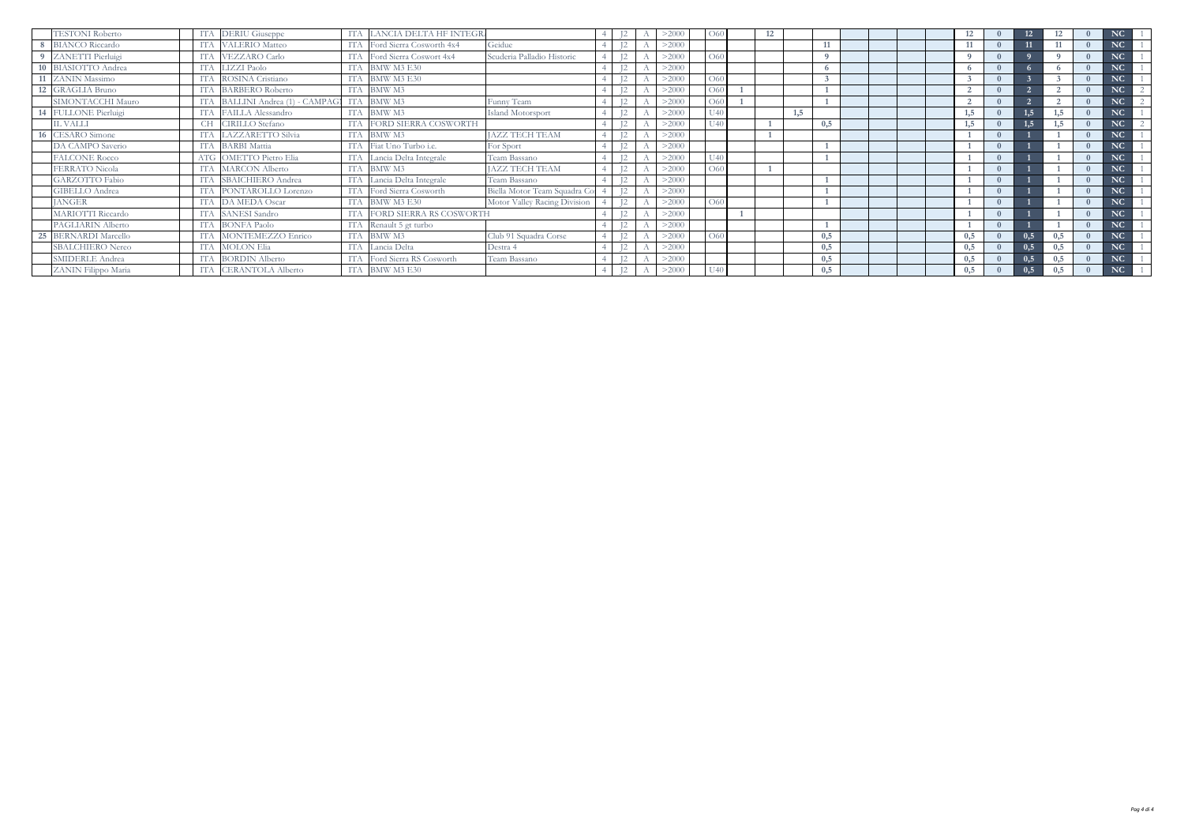| | | | | | | | | | | | | | | | | | | | | | | | | | | | |
|---|---|---|---|---|---|---|---|---|---|---|---|---|---|---|---|---|---|---|---|---|---|---|---|---|---|---|---|
| | TESTONI Roberto | ITA | DERIU Giuseppe | ITA | LANCIA DELTA HF INTEGR | | 4 | J2 | A | >2000 | O60 | | | 12 | | | | | | | 12 | 0 | 12 | 12 | 0 | NC | 1 |
| 8 | BIANCO Riccardo | ITA | VALERIO Matteo | ITA | Ford Sierra Cosworth 4x4 | Geiduc | 4 | J2 | A | >2000 | | | | | | 11 | | | | | 11 | 0 | 11 | 11 | 0 | NC | 1 |
| 9 | ZANETTI Pierluigi | ITA | VEZZARO Carlo | ITA | Ford Sierra Coswort 4x4 | Scuderia Palladio Historic | 4 | J2 | A | >2000 | O60 | | | | | 9 | | | | | 9 | 0 | 9 | 9 | 0 | NC | 1 |
| 10 | BIASIOTTO Andrea | ITA | LIZZI Paolo | ITA | BMW M3 E30 | | 4 | J2 | A | >2000 | | | | | | 6 | | | | | 6 | 0 | 6 | 6 | 0 | NC | 1 |
| 11 | ZANIN Massimo | ITA | ROSINA Cristiano | ITA | BMW M3 E30 | | 4 | J2 | A | >2000 | O60 | | | | | 3 | | | | | 3 | 0 | 3 | 3 | 0 | NC | 1 |
| 12 | GRAGLIA Bruno | ITA | BARBERO Roberto | ITA | BMW M3 | | 4 | J2 | A | >2000 | O60 | 1 | | | | 1 | | | | | 2 | 0 | 2 | 2 | 0 | NC | 2 |
| | SIMONTACCHI Mauro | ITA | BALLINI Andrea (1) - CAMPAGI | ITA | BMW M3 | Funny Team | 4 | J2 | A | >2000 | O60 | 1 | | | | 1 | | | | | 2 | 0 | 2 | 2 | 0 | NC | 2 |
| 14 | FULLONE Pierluigi | ITA | FAILLA Alessandro | ITA | BMW M3 | Island Motorsport | 4 | J2 | A | >2000 | U40 | | | | 1,5 | | | | | | 1,5 | 0 | 1,5 | 1,5 | 0 | NC | 1 |
| | IL VALLI | CH | CIRILLO Stefano | ITA | FORD SIERRA COSWORTH | | 4 | J2 | A | >2000 | U40 | | | 1 | | 0,5 | | | | | 1,5 | 0 | 1,5 | 1,5 | 0 | NC | 2 |
| 16 | CESARO Simone | ITA | LAZZARETTO Silvia | ITA | BMW M3 | JAZZ TECH TEAM | 4 | J2 | A | >2000 | | | | 1 | | | | | | | 1 | 0 | 1 | 1 | 0 | NC | 1 |
| | DA CAMPO Saverio | ITA | BARBI Mattia | ITA | Fiat Uno Turbo i.e. | For Sport | 4 | J2 | A | >2000 | | | | | | 1 | | | | | 1 | 0 | 1 | 1 | 0 | NC | 1 |
| | FALCONE Rocco | ATG | OMETTO Pietro Elia | ITA | Lancia Delta Integrale | Team Bassano | 4 | J2 | A | >2000 | U40 | | | | | 1 | | | | | 1 | 0 | 1 | 1 | 0 | NC | 1 |
| | FERRATO Nicola | ITA | MARCON Alberto | ITA | BMW M3 | JAZZ TECH TEAM | 4 | J2 | A | >2000 | O60 | | | 1 | | | | | | | 1 | 0 | 1 | 1 | 0 | NC | 1 |
| | GARZOTTO Fabio | ITA | SBAICHIERO Andrea | ITA | Lancia Delta Integrale | Team Bassano | 4 | J2 | A | >2000 | | | | | | 1 | | | | | 1 | 0 | 1 | 1 | 0 | NC | 1 |
| | GIBELLO Andrea | ITA | PONTAROLLO Lorenzo | ITA | Ford Sierra Cosworth | Biella Motor Team Squadra Co | 4 | J2 | A | >2000 | | | | | | 1 | | | | | 1 | 0 | 1 | 1 | 0 | NC | 1 |
| | JANGER | ITA | DA MEDA Oscar | ITA | BMW M3 E30 | Motor Valley Racing Division | 4 | J2 | A | >2000 | O60 | | | | | 1 | | | | | 1 | 0 | 1 | 1 | 0 | NC | 1 |
| | MARIOTTI Riccardo | ITA | SANESI Sandro | ITA | FORD SIERRA RS COSWORTH | | 4 | J2 | A | >2000 | | | 1 | | | | | | | | 1 | 0 | 1 | 1 | 0 | NC | 1 |
| | PAGLIARIN Alberto | ITA | BONFA Paolo | ITA | Renault 5 gt turbo | | 4 | J2 | A | >2000 | | | | | | 1 | | | | | 1 | 0 | 1 | 1 | 0 | NC | 1 |
| 25 | BERNARDI Marcello | ITA | MONTEMEZZO Enrico | ITA | BMW M3 | Club 91 Squadra Corse | 4 | J2 | A | >2000 | O60 | | | | | 0,5 | | | | | 0,5 | 0 | 0,5 | 0,5 | 0 | NC | 1 |
| | SBALCHIERO Nereo | ITA | MOLON Elia | ITA | Lancia Delta | Destra 4 | 4 | J2 | A | >2000 | | | | | | 0,5 | | | | | 0,5 | 0 | 0,5 | 0,5 | 0 | NC | 1 |
| | SMIDERLE Andrea | ITA | BORDIN Alberto | ITA | Ford Sierra RS Cosworth | Team Bassano | 4 | J2 | A | >2000 | | | | | | 0,5 | | | | | 0,5 | 0 | 0,5 | 0,5 | 0 | NC | 1 |
| | ZANIN Filippo Maria | ITA | CERANTOLA Alberto | ITA | BMW M3 E30 | | 4 | J2 | A | >2000 | U40 | | | | | 0,5 | | | | | 0,5 | 0 | 0,5 | 0,5 | 0 | NC | 1 |